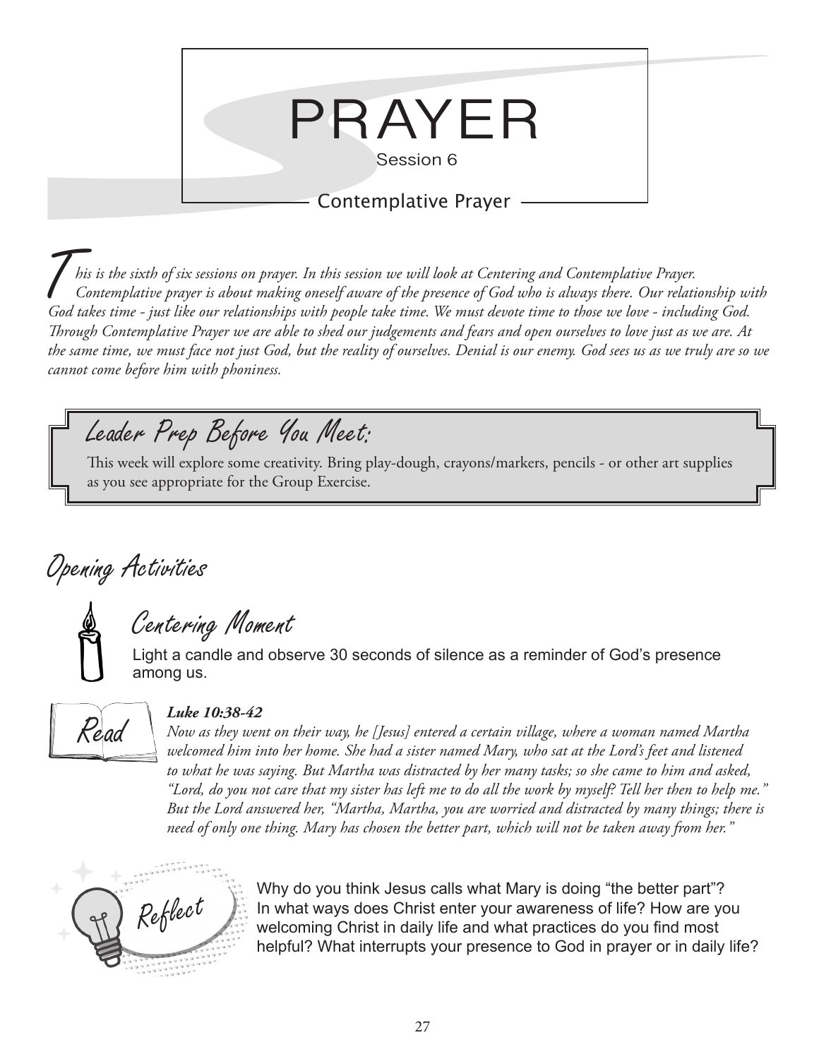# PRAYER

Session 6

## Contemplative Prayer

*This is the sixth of six sessions on prayer. In this session we will look at Centering and Contemplative Prayer. Contemplative prayer is about making oneself aware of the presence of God who is always there. Our relationship with God takes time - just like our relationships with people take time. We must devote time to those we love - including God. Through Contemplative Prayer we are able to shed our judgements and fears and open ourselves to love just as we are. At the same time, we must face not just God, but the reality of ourselves. Denial is our enemy. God sees us as we truly are so we cannot come before him with phoniness.*

### Leader Prep Before You Meet:

This week will explore some creativity. Bring play-dough, crayons/markers, pencils - or other art supplies as you see appropriate for the Group Exercise.

## Opening Activities

### Centering Moment

Light a candle and observe 30 seconds of silence as a reminder of God's presence among us.

### Read

***Luke 10:38-42***

*Now as they went on their way, he [Jesus] entered a certain village, where a woman named Martha welcomed him into her home. She had a sister named Mary, who sat at the Lord's feet and listened to what he was saying. But Martha was distracted by her many tasks; so she came to him and asked, "Lord, do you not care that my sister has left me to do all the work by myself? Tell her then to help me." But the Lord answered her, "Martha, Martha, you are worried and distracted by many things; there is need of only one thing. Mary has chosen the better part, which will not be taken away from her."*

### Reflect

Why do you think Jesus calls what Mary is doing "the better part"? In what ways does Christ enter your awareness of life? How are you welcoming Christ in daily life and what practices do you find most helpful? What interrupts your presence to God in prayer or in daily life?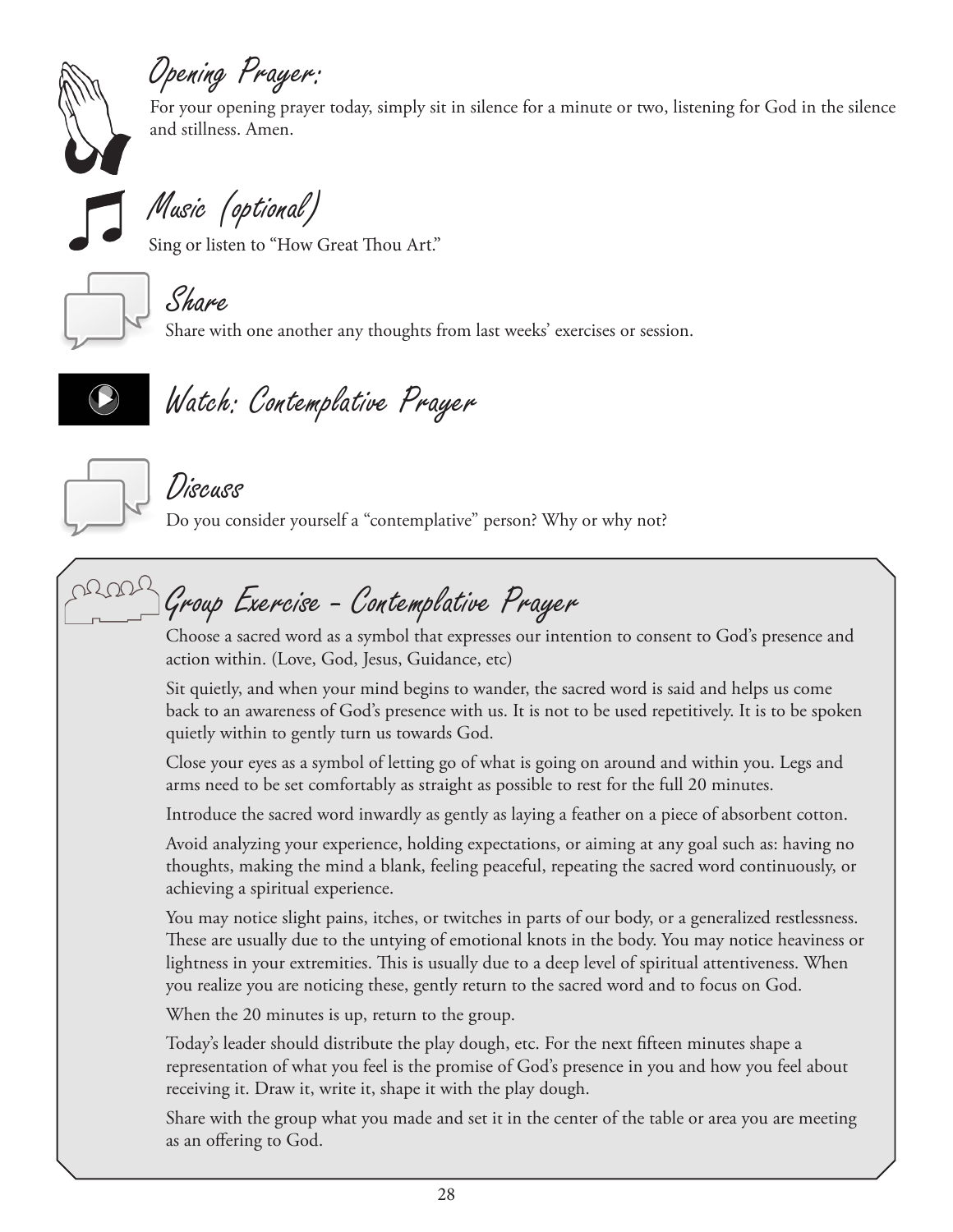## Opening Prayer:

For your opening prayer today, simply sit in silence for a minute or two, listening for God in the silence and stillness. Amen.

## Music (optional)

Sing or listen to "How Great Thou Art."

## Share

Share with one another any thoughts from last weeks' exercises or session.

## Watch: Contemplative Prayer

## Discuss

Do you consider yourself a "contemplative" person? Why or why not?

## Group Exercise – Contemplative Prayer

Choose a sacred word as a symbol that expresses our intention to consent to God's presence and action within. (Love, God, Jesus, Guidance, etc)

Sit quietly, and when your mind begins to wander, the sacred word is said and helps us come back to an awareness of God's presence with us. It is not to be used repetitively. It is to be spoken quietly within to gently turn us towards God.

Close your eyes as a symbol of letting go of what is going on around and within you. Legs and arms need to be set comfortably as straight as possible to rest for the full 20 minutes.

Introduce the sacred word inwardly as gently as laying a feather on a piece of absorbent cotton.

Avoid analyzing your experience, holding expectations, or aiming at any goal such as: having no thoughts, making the mind a blank, feeling peaceful, repeating the sacred word continuously, or achieving a spiritual experience.

You may notice slight pains, itches, or twitches in parts of our body, or a generalized restlessness. These are usually due to the untying of emotional knots in the body. You may notice heaviness or lightness in your extremities. This is usually due to a deep level of spiritual attentiveness. When you realize you are noticing these, gently return to the sacred word and to focus on God.

When the 20 minutes is up, return to the group.

Today's leader should distribute the play dough, etc. For the next fifteen minutes shape a representation of what you feel is the promise of God's presence in you and how you feel about receiving it. Draw it, write it, shape it with the play dough.

Share with the group what you made and set it in the center of the table or area you are meeting as an offering to God.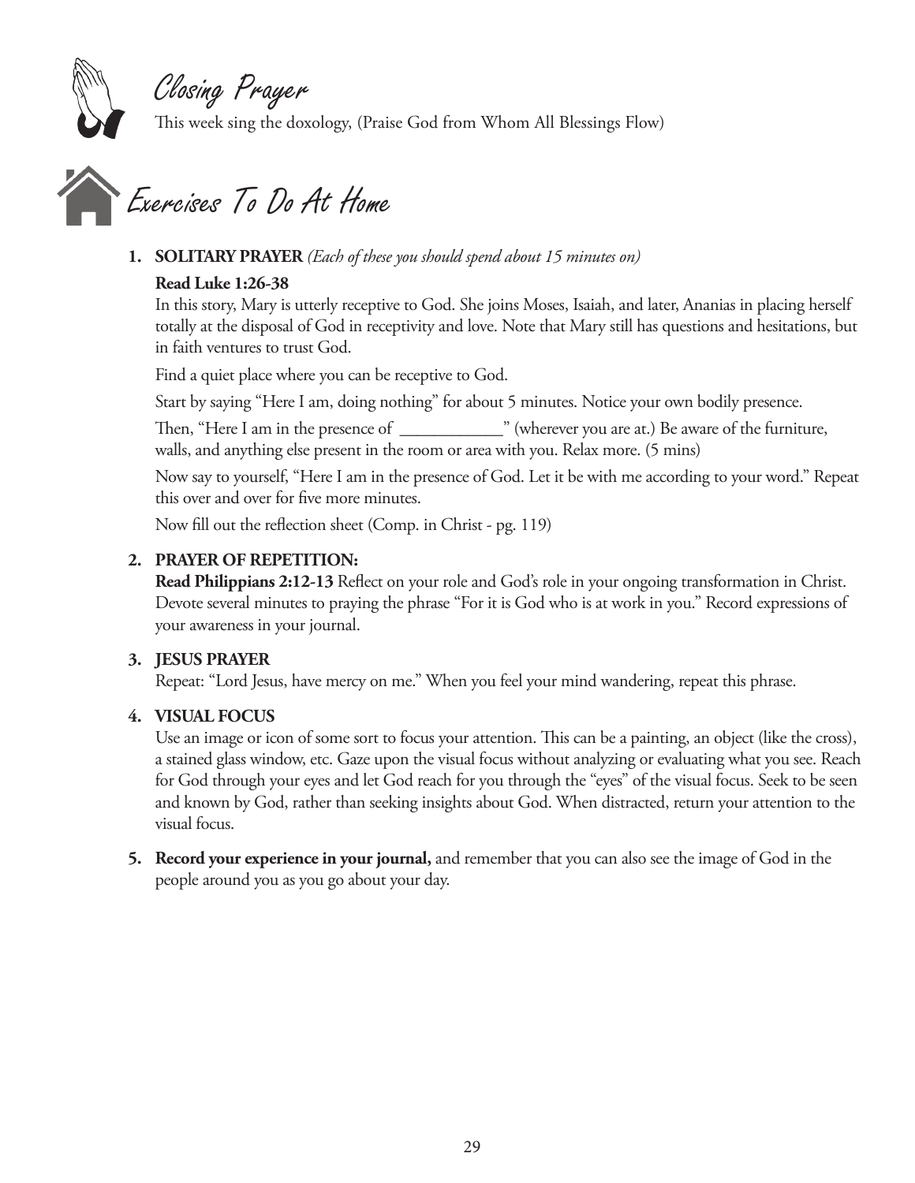## Closing Prayer

This week sing the doxology, (Praise God from Whom All Blessings Flow)

## Exercises To Do At Home

1. **SOLITARY PRAYER** *(Each of these you should spend about 15 minutes on)*

   **Read Luke 1:26-38**

   In this story, Mary is utterly receptive to God. She joins Moses, Isaiah, and later, Ananias in placing herself totally at the disposal of God in receptivity and love. Note that Mary still has questions and hesitations, but in faith ventures to trust God.

   Find a quiet place where you can be receptive to God.

   Start by saying "Here I am, doing nothing" for about 5 minutes. Notice your own bodily presence.

   Then, "Here I am in the presence of ____________" (wherever you are at.) Be aware of the furniture, walls, and anything else present in the room or area with you. Relax more. (5 mins)

   Now say to yourself, "Here I am in the presence of God. Let it be with me according to your word." Repeat this over and over for five more minutes.

   Now fill out the reflection sheet (Comp. in Christ - pg. 119)

2. **PRAYER OF REPETITION:**

   **Read Philippians 2:12-13** Reflect on your role and God's role in your ongoing transformation in Christ. Devote several minutes to praying the phrase "For it is God who is at work in you." Record expressions of your awareness in your journal.

3. **JESUS PRAYER**

   Repeat: "Lord Jesus, have mercy on me." When you feel your mind wandering, repeat this phrase.

4. **VISUAL FOCUS**

   Use an image or icon of some sort to focus your attention. This can be a painting, an object (like the cross), a stained glass window, etc. Gaze upon the visual focus without analyzing or evaluating what you see. Reach for God through your eyes and let God reach for you through the "eyes" of the visual focus. Seek to be seen and known by God, rather than seeking insights about God. When distracted, return your attention to the visual focus.

5. **Record your experience in your journal,** and remember that you can also see the image of God in the people around you as you go about your day.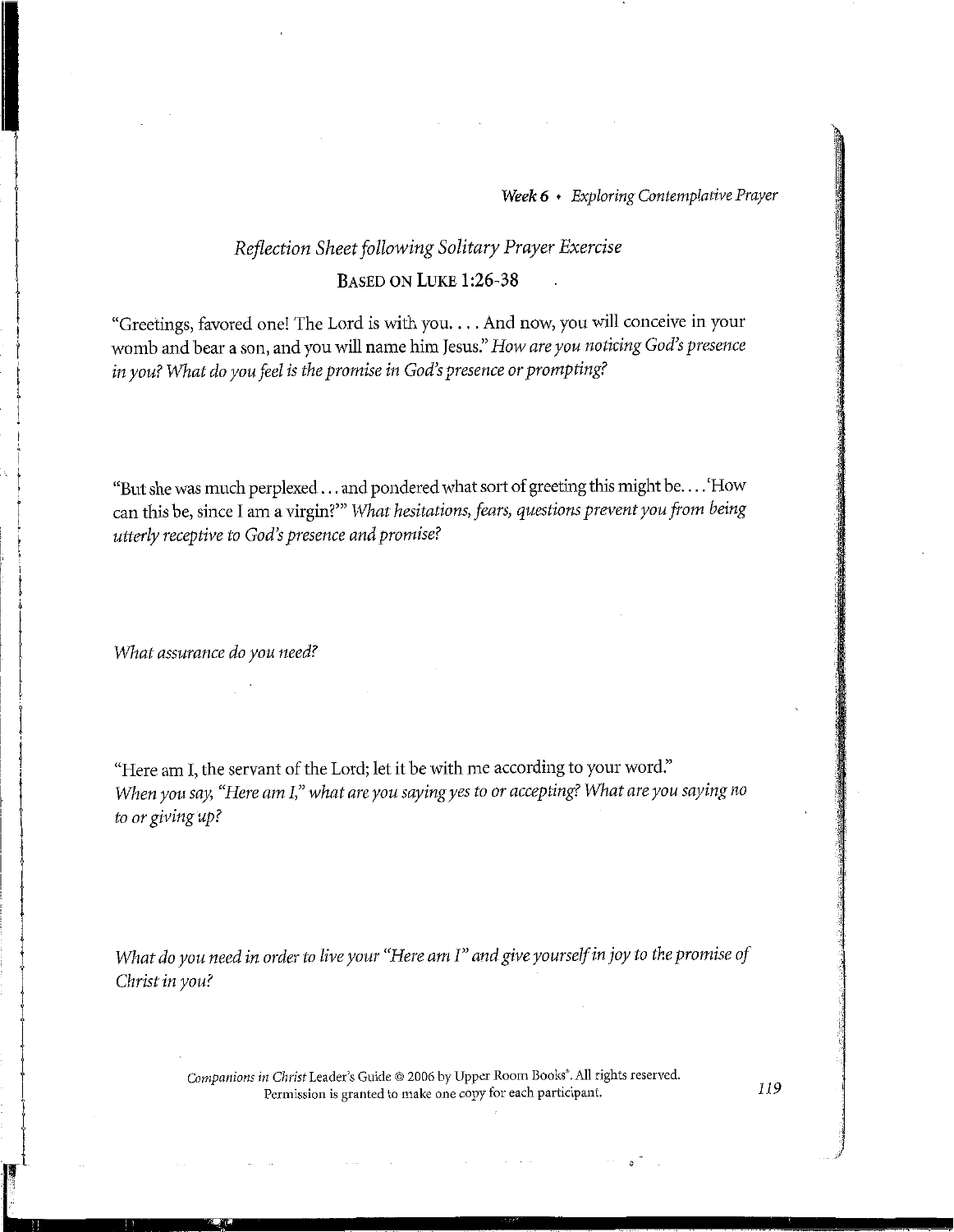## *Reflection Sheet following Solitary Prayer Exercise*

### Based on Luke 1:26-38

"Greetings, favored one! The Lord is with you. . . . And now, you will conceive in your womb and bear a son, and you will name him Jesus." *How are you noticing God's presence in you? What do you feel is the promise in God's presence or prompting?*

"But she was much perplexed . . . and pondered what sort of greeting this might be. . . . 'How can this be, since I am a virgin?'" *What hesitations, fears, questions prevent you from being utterly receptive to God's presence and promise?*

*What assurance do you need?*

"Here am I, the servant of the Lord; let it be with me according to your word."
*When you say, "Here am I," what are you saying yes to or accepting? What are you saying no to or giving up?*

*What do you need in order to live your "Here am I" and give yourself in joy to the promise of Christ in you?*

*Companions in Christ* Leader's Guide © 2006 by Upper Room Books®. All rights reserved.
Permission is granted to make one copy for each participant.